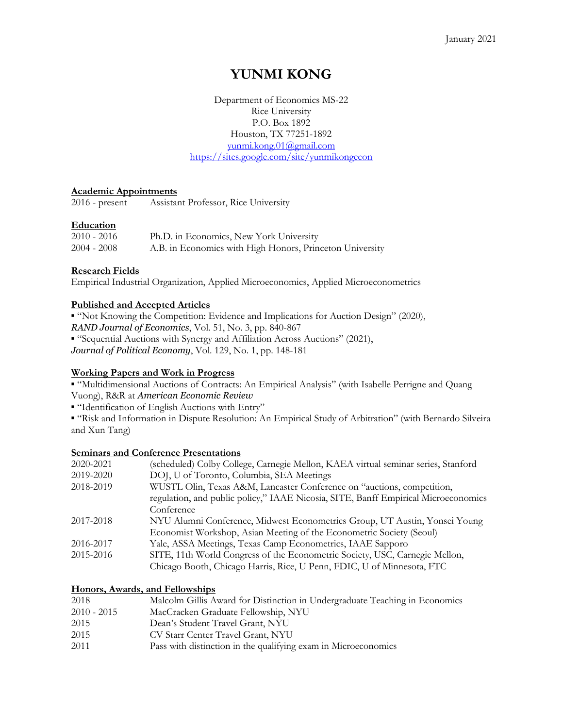January 2021

# YUNMI KONG

Department of Economics MS-22
Rice University
P.O. Box 1892
Houston, TX 77251-1892
yunmi.kong.01@gmail.com
https://sites.google.com/site/yunmikongecon

## Academic Appointments

| | |
|---|---|
| 2016 - present | Assistant Professor, Rice University |

## Education

| | |
|---|---|
| 2010 - 2016 | Ph.D. in Economics, New York University |
| 2004 - 2008 | A.B. in Economics with High Honors, Princeton University |

## Research Fields

Empirical Industrial Organization, Applied Microeconomics, Applied Microeconometrics

## Published and Accepted Articles

- "Not Knowing the Competition: Evidence and Implications for Auction Design" (2020), *RAND Journal of Economics*, Vol. 51, No. 3, pp. 840-867
- "Sequential Auctions with Synergy and Affiliation Across Auctions" (2021), *Journal of Political Economy*, Vol. 129, No. 1, pp. 148-181

## Working Papers and Work in Progress

- "Multidimensional Auctions of Contracts: An Empirical Analysis" (with Isabelle Perrigne and Quang Vuong), R&R at *American Economic Review*
- "Identification of English Auctions with Entry"
- "Risk and Information in Dispute Resolution: An Empirical Study of Arbitration" (with Bernardo Silveira and Xun Tang)

## Seminars and Conference Presentations

| | |
|---|---|
| 2020-2021 | (scheduled) Colby College, Carnegie Mellon, KAEA virtual seminar series, Stanford |
| 2019-2020 | DOJ, U of Toronto, Columbia, SEA Meetings |
| 2018-2019 | WUSTL Olin, Texas A&M, Lancaster Conference on "auctions, competition, regulation, and public policy," IAAE Nicosia, SITE, Banff Empirical Microeconomics Conference |
| 2017-2018 | NYU Alumni Conference, Midwest Econometrics Group, UT Austin, Yonsei Young Economist Workshop, Asian Meeting of the Econometric Society (Seoul) |
| 2016-2017 | Yale, ASSA Meetings, Texas Camp Econometrics, IAAE Sapporo |
| 2015-2016 | SITE, 11th World Congress of the Econometric Society, USC, Carnegie Mellon, Chicago Booth, Chicago Harris, Rice, U Penn, FDIC, U of Minnesota, FTC |

## Honors, Awards, and Fellowships

| | |
|---|---|
| 2018 | Malcolm Gillis Award for Distinction in Undergraduate Teaching in Economics |
| 2010 - 2015 | MacCracken Graduate Fellowship, NYU |
| 2015 | Dean's Student Travel Grant, NYU |
| 2015 | CV Starr Center Travel Grant, NYU |
| 2011 | Pass with distinction in the qualifying exam in Microeconomics |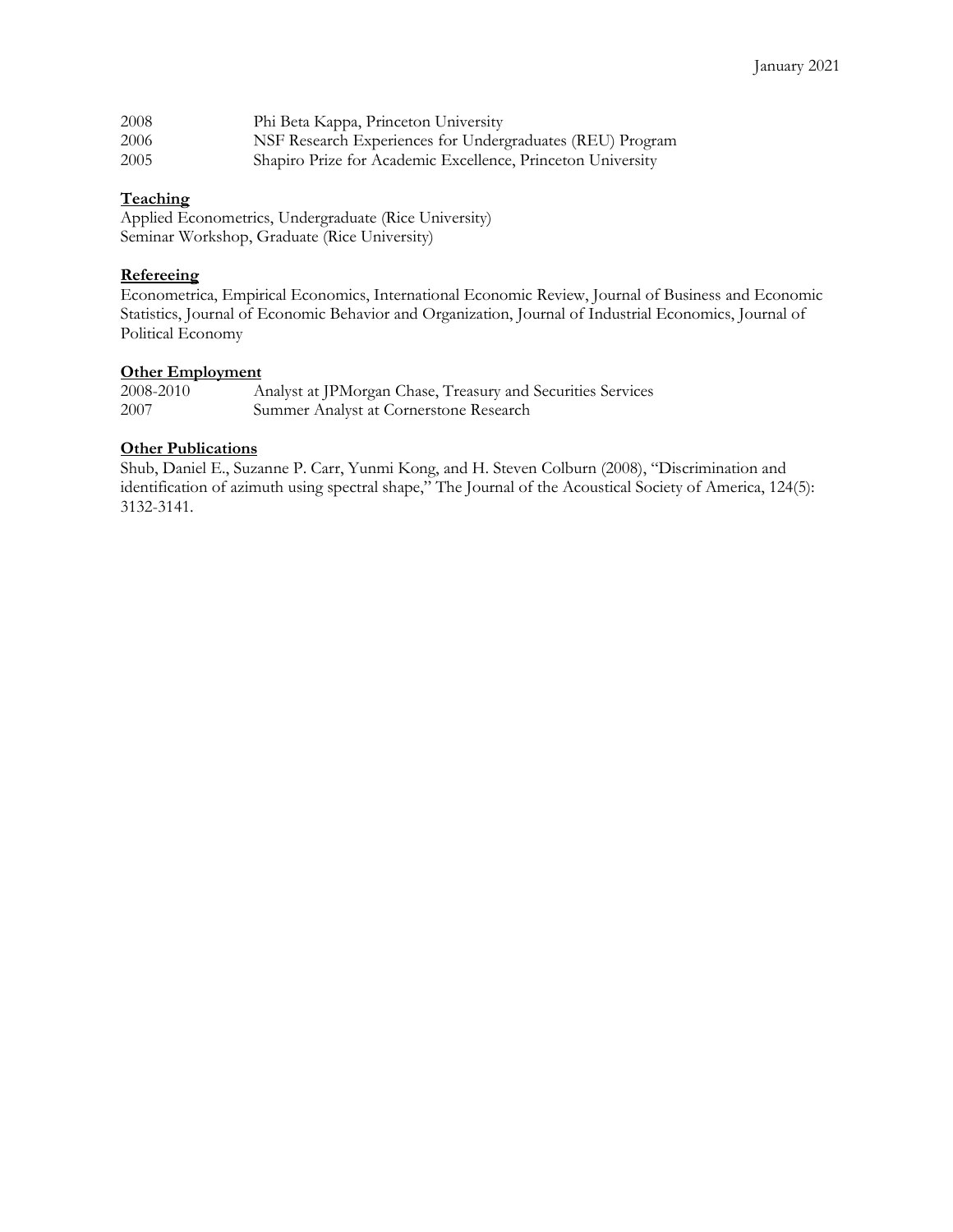| | |
|---|---|
| 2008 | Phi Beta Kappa, Princeton University |
| 2006 | NSF Research Experiences for Undergraduates (REU) Program |
| 2005 | Shapiro Prize for Academic Excellence, Princeton University |

## Teaching

Applied Econometrics, Undergraduate (Rice University)
Seminar Workshop, Graduate (Rice University)

## Refereeing

Econometrica, Empirical Economics, International Economic Review, Journal of Business and Economic Statistics, Journal of Economic Behavior and Organization, Journal of Industrial Economics, Journal of Political Economy

## Other Employment

| | |
|---|---|
| 2008-2010 | Analyst at JPMorgan Chase, Treasury and Securities Services |
| 2007 | Summer Analyst at Cornerstone Research |

## Other Publications

Shub, Daniel E., Suzanne P. Carr, Yunmi Kong, and H. Steven Colburn (2008), "Discrimination and identification of azimuth using spectral shape," The Journal of the Acoustical Society of America, 124(5): 3132-3141.